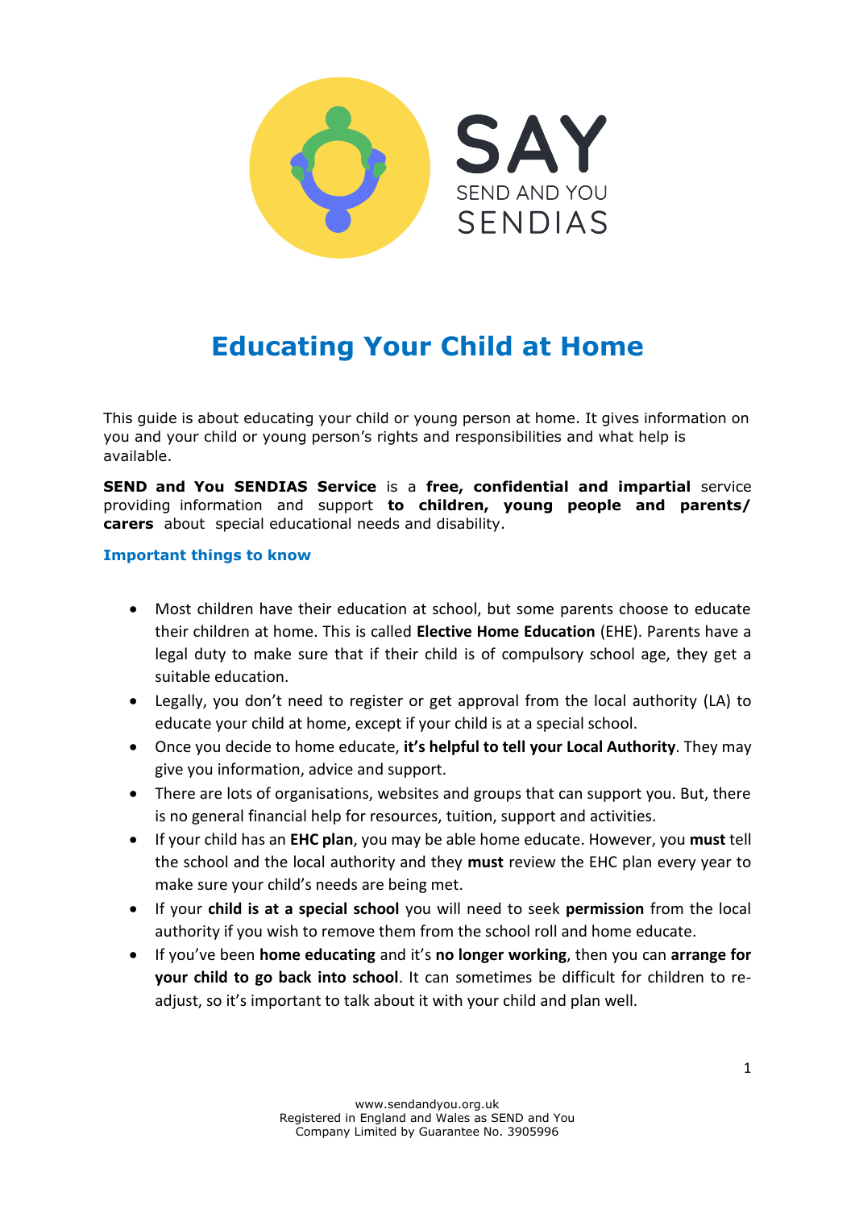SAY
SEND AND YOU
SENDIAS

# Educating Your Child at Home

This guide is about educating your child or young person at home. It gives information on you and your child or young person's rights and responsibilities and what help is available.

**SEND and You SENDIAS Service** is a **free, confidential and impartial** service providing information and support **to children, young people and parents/ carers** about special educational needs and disability.

### Important things to know

- Most children have their education at school, but some parents choose to educate their children at home. This is called **Elective Home Education** (EHE). Parents have a legal duty to make sure that if their child is of compulsory school age, they get a suitable education.
- Legally, you don't need to register or get approval from the local authority (LA) to educate your child at home, except if your child is at a special school.
- Once you decide to home educate, **it's helpful to tell your Local Authority**. They may give you information, advice and support.
- There are lots of organisations, websites and groups that can support you. But, there is no general financial help for resources, tuition, support and activities.
- If your child has an **EHC plan**, you may be able home educate. However, you **must** tell the school and the local authority and they **must** review the EHC plan every year to make sure your child's needs are being met.
- If your **child is at a special school** you will need to seek **permission** from the local authority if you wish to remove them from the school roll and home educate.
- If you've been **home educating** and it's **no longer working**, then you can **arrange for your child to go back into school**. It can sometimes be difficult for children to re-adjust, so it's important to talk about it with your child and plan well.

www.sendandyou.org.uk
Registered in England and Wales as SEND and You
Company Limited by Guarantee No. 3905996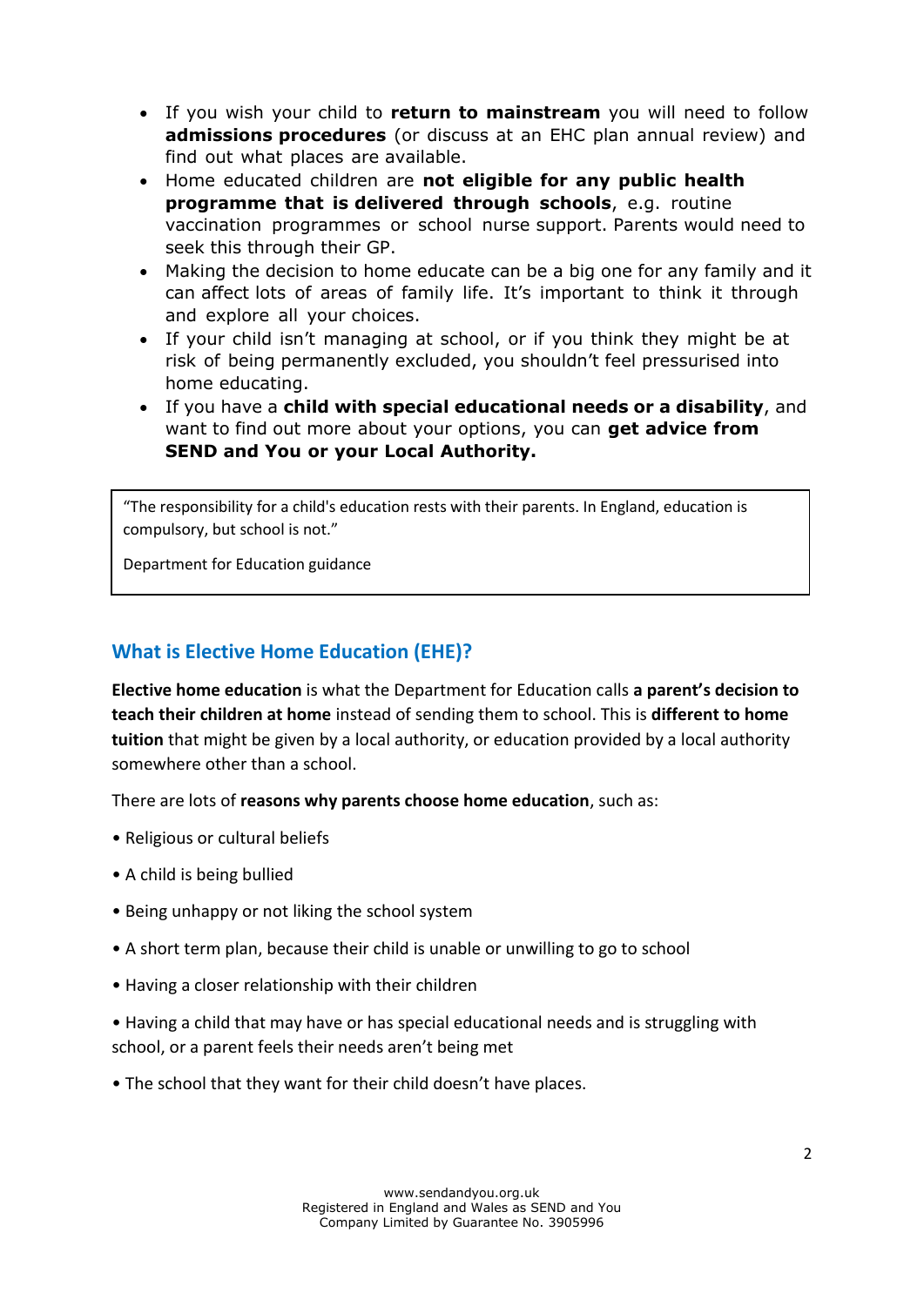- If you wish your child to **return to mainstream** you will need to follow **admissions procedures** (or discuss at an EHC plan annual review) and find out what places are available.
- Home educated children are **not eligible for any public health programme that is delivered through schools**, e.g. routine vaccination programmes or school nurse support. Parents would need to seek this through their GP.
- Making the decision to home educate can be a big one for any family and it can affect lots of areas of family life. It's important to think it through and explore all your choices.
- If your child isn't managing at school, or if you think they might be at risk of being permanently excluded, you shouldn't feel pressurised into home educating.
- If you have a **child with special educational needs or a disability**, and want to find out more about your options, you can **get advice from SEND and You or your Local Authority.**

> "The responsibility for a child's education rests with their parents. In England, education is compulsory, but school is not."
>
> Department for Education guidance

## What is Elective Home Education (EHE)?

**Elective home education** is what the Department for Education calls **a parent's decision to teach their children at home** instead of sending them to school. This is **different to home tuition** that might be given by a local authority, or education provided by a local authority somewhere other than a school.

There are lots of **reasons why parents choose home education**, such as:

- Religious or cultural beliefs
- A child is being bullied
- Being unhappy or not liking the school system
- A short term plan, because their child is unable or unwilling to go to school
- Having a closer relationship with their children
- Having a child that may have or has special educational needs and is struggling with school, or a parent feels their needs aren't being met
- The school that they want for their child doesn't have places.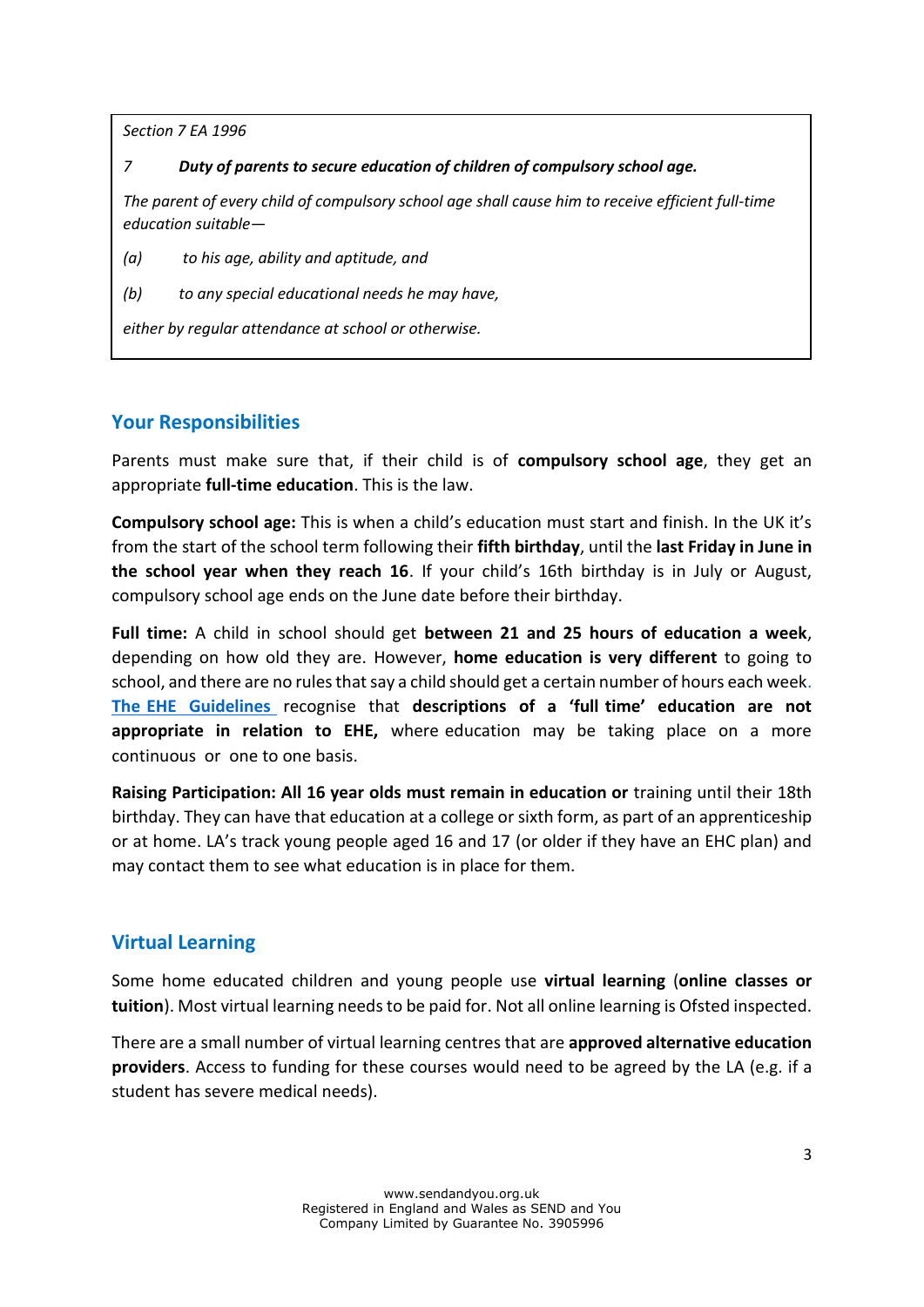> *Section 7 EA 1996*
>
> ***7 Duty of parents to secure education of children of compulsory school age.***
>
> *The parent of every child of compulsory school age shall cause him to receive efficient full-time education suitable—*
>
> *(a) to his age, ability and aptitude, and*
>
> *(b) to any special educational needs he may have,*
>
> *either by regular attendance at school or otherwise.*

## Your Responsibilities

Parents must make sure that, if their child is of **compulsory school age**, they get an appropriate **full-time education**. This is the law.

**Compulsory school age:** This is when a child's education must start and finish. In the UK it's from the start of the school term following their **fifth birthday**, until the **last Friday in June in the school year when they reach 16**. If your child's 16th birthday is in July or August, compulsory school age ends on the June date before their birthday.

**Full time:** A child in school should get **between 21 and 25 hours of education a week**, depending on how old they are. However, **home education is very different** to going to school, and there are no rules that say a child should get a certain number of hours each week. **The EHE Guidelines** recognise that **descriptions of a 'full time' education are not appropriate in relation to EHE,** where education may be taking place on a more continuous or one to one basis.

**Raising Participation: All 16 year olds must remain in education or** training until their 18th birthday. They can have that education at a college or sixth form, as part of an apprenticeship or at home. LA's track young people aged 16 and 17 (or older if they have an EHC plan) and may contact them to see what education is in place for them.

## Virtual Learning

Some home educated children and young people use **virtual learning** (**online classes or tuition**). Most virtual learning needs to be paid for. Not all online learning is Ofsted inspected.

There are a small number of virtual learning centres that are **approved alternative education providers**. Access to funding for these courses would need to be agreed by the LA (e.g. if a student has severe medical needs).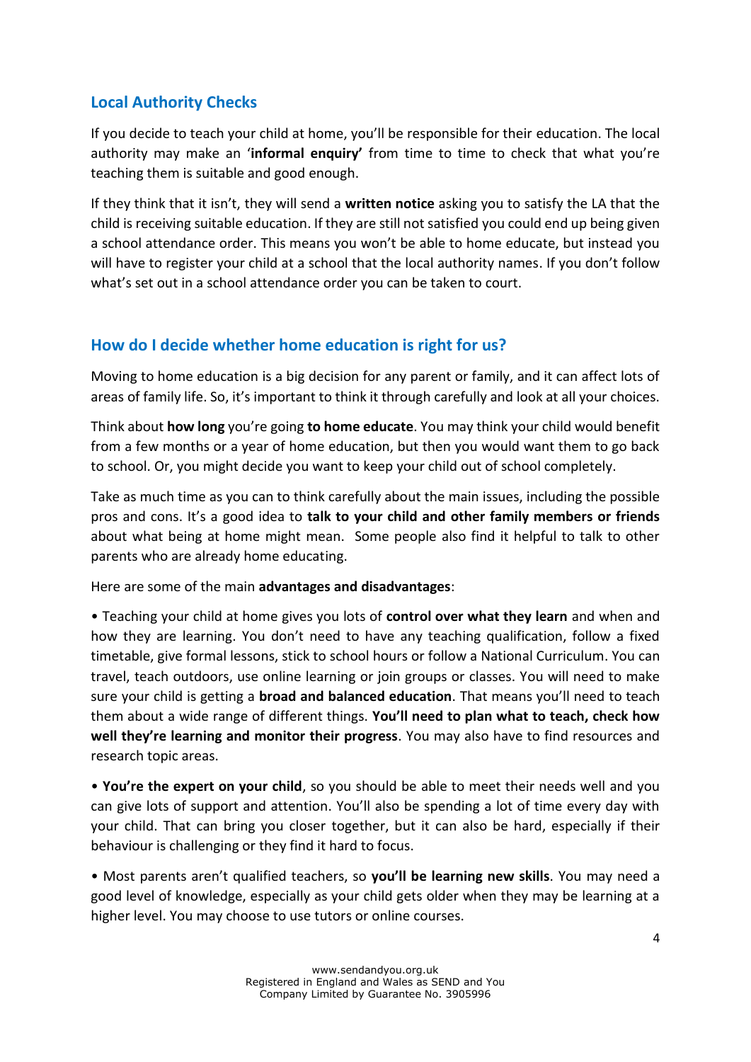## Local Authority Checks

If you decide to teach your child at home, you'll be responsible for their education. The local authority may make an '**informal enquiry'** from time to time to check that what you're teaching them is suitable and good enough.

If they think that it isn't, they will send a **written notice** asking you to satisfy the LA that the child is receiving suitable education. If they are still not satisfied you could end up being given a school attendance order. This means you won't be able to home educate, but instead you will have to register your child at a school that the local authority names. If you don't follow what's set out in a school attendance order you can be taken to court.

## How do I decide whether home education is right for us?

Moving to home education is a big decision for any parent or family, and it can affect lots of areas of family life. So, it's important to think it through carefully and look at all your choices.

Think about **how long** you're going **to home educate**. You may think your child would benefit from a few months or a year of home education, but then you would want them to go back to school. Or, you might decide you want to keep your child out of school completely.

Take as much time as you can to think carefully about the main issues, including the possible pros and cons. It's a good idea to **talk to your child and other family members or friends** about what being at home might mean. Some people also find it helpful to talk to other parents who are already home educating.

Here are some of the main **advantages and disadvantages**:

- Teaching your child at home gives you lots of **control over what they learn** and when and how they are learning. You don't need to have any teaching qualification, follow a fixed timetable, give formal lessons, stick to school hours or follow a National Curriculum. You can travel, teach outdoors, use online learning or join groups or classes. You will need to make sure your child is getting a **broad and balanced education**. That means you'll need to teach them about a wide range of different things. **You'll need to plan what to teach, check how well they're learning and monitor their progress**. You may also have to find resources and research topic areas.

- **You're the expert on your child**, so you should be able to meet their needs well and you can give lots of support and attention. You'll also be spending a lot of time every day with your child. That can bring you closer together, but it can also be hard, especially if their behaviour is challenging or they find it hard to focus.

- Most parents aren't qualified teachers, so **you'll be learning new skills**. You may need a good level of knowledge, especially as your child gets older when they may be learning at a higher level. You may choose to use tutors or online courses.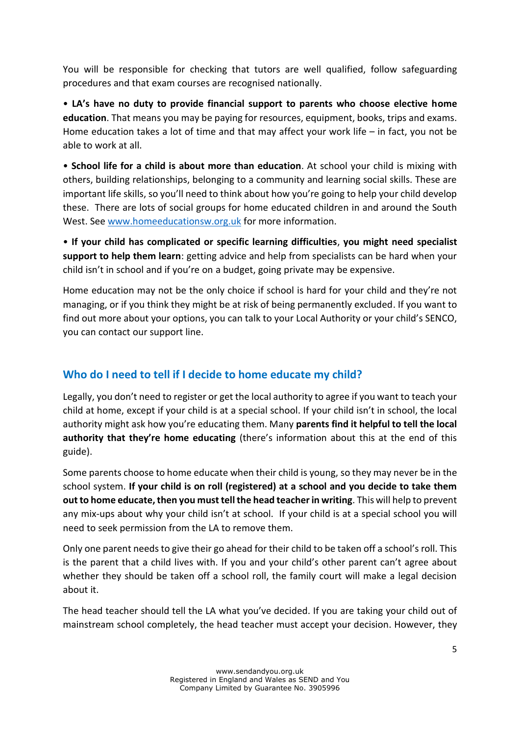You will be responsible for checking that tutors are well qualified, follow safeguarding procedures and that exam courses are recognised nationally.

• **LA's have no duty to provide financial support to parents who choose elective home education**. That means you may be paying for resources, equipment, books, trips and exams. Home education takes a lot of time and that may affect your work life – in fact, you not be able to work at all.

• **School life for a child is about more than education**. At school your child is mixing with others, building relationships, belonging to a community and learning social skills. These are important life skills, so you'll need to think about how you're going to help your child develop these. There are lots of social groups for home educated children in and around the South West. See [www.homeeducationsw.org.uk](http://www.homeeducationsw.org.uk) for more information.

• **If your child has complicated or specific learning difficulties**, **you might need specialist support to help them learn**: getting advice and help from specialists can be hard when your child isn't in school and if you're on a budget, going private may be expensive.

Home education may not be the only choice if school is hard for your child and they're not managing, or if you think they might be at risk of being permanently excluded. If you want to find out more about your options, you can talk to your Local Authority or your child's SENCO, you can contact our support line.

## Who do I need to tell if I decide to home educate my child?

Legally, you don't need to register or get the local authority to agree if you want to teach your child at home, except if your child is at a special school. If your child isn't in school, the local authority might ask how you're educating them. Many **parents find it helpful to tell the local authority that they're home educating** (there's information about this at the end of this guide).

Some parents choose to home educate when their child is young, so they may never be in the school system. **If your child is on roll (registered) at a school and you decide to take them out to home educate, then you must tell the head teacher in writing**. This will help to prevent any mix-ups about why your child isn't at school. If your child is at a special school you will need to seek permission from the LA to remove them.

Only one parent needs to give their go ahead for their child to be taken off a school's roll. This is the parent that a child lives with. If you and your child's other parent can't agree about whether they should be taken off a school roll, the family court will make a legal decision about it.

The head teacher should tell the LA what you've decided. If you are taking your child out of mainstream school completely, the head teacher must accept your decision. However, they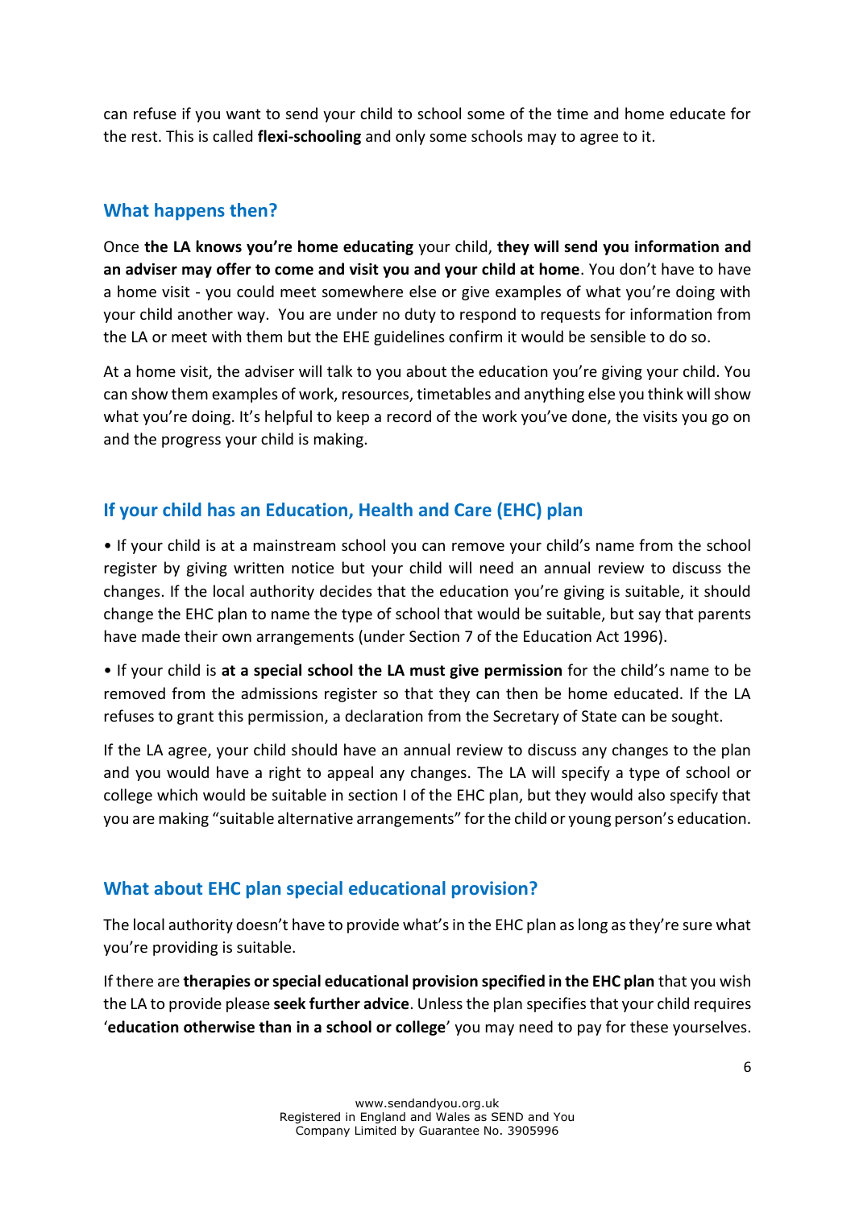can refuse if you want to send your child to school some of the time and home educate for the rest. This is called **flexi-schooling** and only some schools may to agree to it.

## What happens then?

Once **the LA knows you're home educating** your child, **they will send you information and an adviser may offer to come and visit you and your child at home**. You don't have to have a home visit - you could meet somewhere else or give examples of what you're doing with your child another way. You are under no duty to respond to requests for information from the LA or meet with them but the EHE guidelines confirm it would be sensible to do so.

At a home visit, the adviser will talk to you about the education you're giving your child. You can show them examples of work, resources, timetables and anything else you think will show what you're doing. It's helpful to keep a record of the work you've done, the visits you go on and the progress your child is making.

## If your child has an Education, Health and Care (EHC) plan

- If your child is at a mainstream school you can remove your child's name from the school register by giving written notice but your child will need an annual review to discuss the changes. If the local authority decides that the education you're giving is suitable, it should change the EHC plan to name the type of school that would be suitable, but say that parents have made their own arrangements (under Section 7 of the Education Act 1996).
- If your child is **at a special school the LA must give permission** for the child's name to be removed from the admissions register so that they can then be home educated. If the LA refuses to grant this permission, a declaration from the Secretary of State can be sought.

If the LA agree, your child should have an annual review to discuss any changes to the plan and you would have a right to appeal any changes. The LA will specify a type of school or college which would be suitable in section I of the EHC plan, but they would also specify that you are making "suitable alternative arrangements" for the child or young person's education.

## What about EHC plan special educational provision?

The local authority doesn't have to provide what's in the EHC plan as long as they're sure what you're providing is suitable.

If there are **therapies or special educational provision specified in the EHC plan** that you wish the LA to provide please **seek further advice**. Unless the plan specifies that your child requires '**education otherwise than in a school or college**' you may need to pay for these yourselves.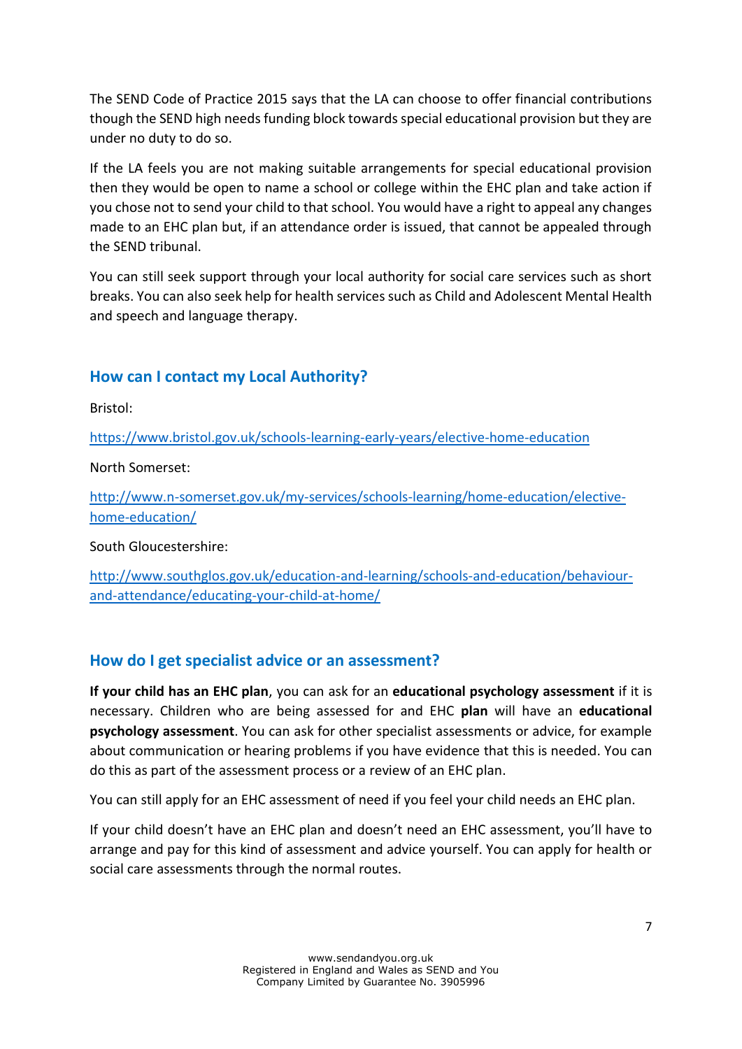The SEND Code of Practice 2015 says that the LA can choose to offer financial contributions though the SEND high needs funding block towards special educational provision but they are under no duty to do so.

If the LA feels you are not making suitable arrangements for special educational provision then they would be open to name a school or college within the EHC plan and take action if you chose not to send your child to that school. You would have a right to appeal any changes made to an EHC plan but, if an attendance order is issued, that cannot be appealed through the SEND tribunal.

You can still seek support through your local authority for social care services such as short breaks. You can also seek help for health services such as Child and Adolescent Mental Health and speech and language therapy.

## How can I contact my Local Authority?

Bristol:

https://www.bristol.gov.uk/schools-learning-early-years/elective-home-education

North Somerset:

http://www.n-somerset.gov.uk/my-services/schools-learning/home-education/elective-home-education/

South Gloucestershire:

http://www.southglos.gov.uk/education-and-learning/schools-and-education/behaviour-and-attendance/educating-your-child-at-home/

## How do I get specialist advice or an assessment?

**If your child has an EHC plan**, you can ask for an **educational psychology assessment** if it is necessary. Children who are being assessed for and EHC **plan** will have an **educational psychology assessment**. You can ask for other specialist assessments or advice, for example about communication or hearing problems if you have evidence that this is needed. You can do this as part of the assessment process or a review of an EHC plan.

You can still apply for an EHC assessment of need if you feel your child needs an EHC plan.

If your child doesn't have an EHC plan and doesn't need an EHC assessment, you'll have to arrange and pay for this kind of assessment and advice yourself. You can apply for health or social care assessments through the normal routes.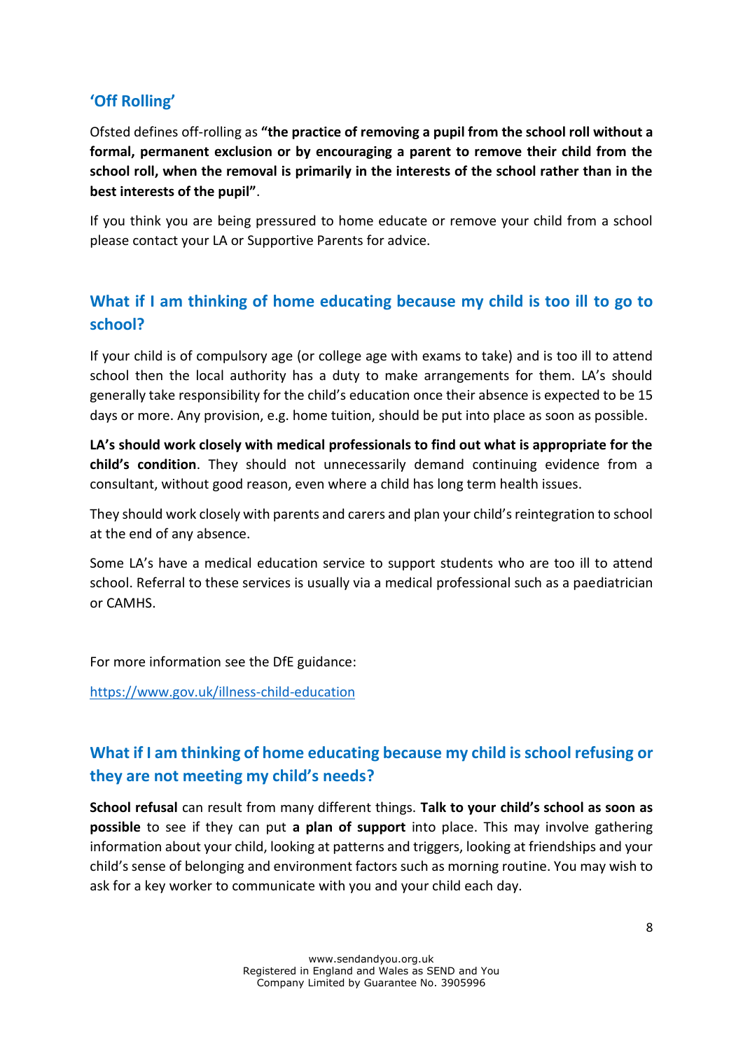## 'Off Rolling'

Ofsted defines off-rolling as **"the practice of removing a pupil from the school roll without a formal, permanent exclusion or by encouraging a parent to remove their child from the school roll, when the removal is primarily in the interests of the school rather than in the best interests of the pupil"**.

If you think you are being pressured to home educate or remove your child from a school please contact your LA or Supportive Parents for advice.

## What if I am thinking of home educating because my child is too ill to go to school?

If your child is of compulsory age (or college age with exams to take) and is too ill to attend school then the local authority has a duty to make arrangements for them. LA's should generally take responsibility for the child's education once their absence is expected to be 15 days or more. Any provision, e.g. home tuition, should be put into place as soon as possible.

**LA's should work closely with medical professionals to find out what is appropriate for the child's condition**. They should not unnecessarily demand continuing evidence from a consultant, without good reason, even where a child has long term health issues.

They should work closely with parents and carers and plan your child's reintegration to school at the end of any absence.

Some LA's have a medical education service to support students who are too ill to attend school. Referral to these services is usually via a medical professional such as a paediatrician or CAMHS.

For more information see the DfE guidance:

[https://www.gov.uk/illness-child-education](https://www.gov.uk/illness-child-education)

## What if I am thinking of home educating because my child is school refusing or they are not meeting my child's needs?

**School refusal** can result from many different things. **Talk to your child's school as soon as possible** to see if they can put **a plan of support** into place. This may involve gathering information about your child, looking at patterns and triggers, looking at friendships and your child's sense of belonging and environment factors such as morning routine. You may wish to ask for a key worker to communicate with you and your child each day.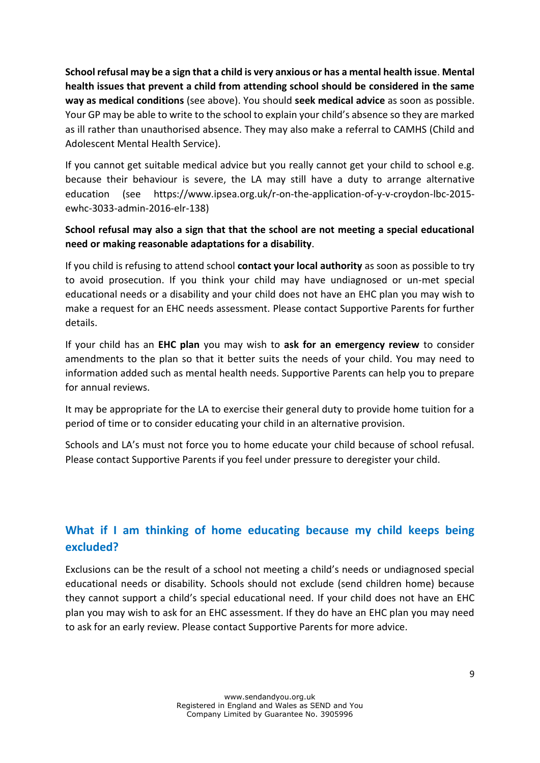**School refusal may be a sign that a child is very anxious or has a mental health issue**. **Mental health issues that prevent a child from attending school should be considered in the same way as medical conditions** (see above). You should **seek medical advice** as soon as possible. Your GP may be able to write to the school to explain your child's absence so they are marked as ill rather than unauthorised absence. They may also make a referral to CAMHS (Child and Adolescent Mental Health Service).

If you cannot get suitable medical advice but you really cannot get your child to school e.g. because their behaviour is severe, the LA may still have a duty to arrange alternative education (see https://www.ipsea.org.uk/r-on-the-application-of-y-v-croydon-lbc-2015-ewhc-3033-admin-2016-elr-138)

**School refusal may also a sign that that the school are not meeting a special educational need or making reasonable adaptations for a disability**.

If you child is refusing to attend school **contact your local authority** as soon as possible to try to avoid prosecution. If you think your child may have undiagnosed or un-met special educational needs or a disability and your child does not have an EHC plan you may wish to make a request for an EHC needs assessment. Please contact Supportive Parents for further details.

If your child has an **EHC plan** you may wish to **ask for an emergency review** to consider amendments to the plan so that it better suits the needs of your child. You may need to information added such as mental health needs. Supportive Parents can help you to prepare for annual reviews.

It may be appropriate for the LA to exercise their general duty to provide home tuition for a period of time or to consider educating your child in an alternative provision.

Schools and LA's must not force you to home educate your child because of school refusal. Please contact Supportive Parents if you feel under pressure to deregister your child.

## What if I am thinking of home educating because my child keeps being excluded?

Exclusions can be the result of a school not meeting a child's needs or undiagnosed special educational needs or disability. Schools should not exclude (send children home) because they cannot support a child's special educational need. If your child does not have an EHC plan you may wish to ask for an EHC assessment. If they do have an EHC plan you may need to ask for an early review. Please contact Supportive Parents for more advice.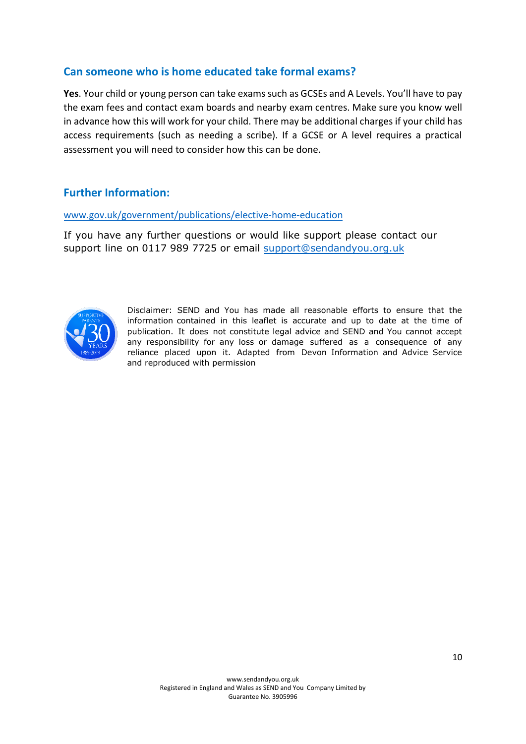## Can someone who is home educated take formal exams?

**Yes**. Your child or young person can take exams such as GCSEs and A Levels. You'll have to pay the exam fees and contact exam boards and nearby exam centres. Make sure you know well in advance how this will work for your child. There may be additional charges if your child has access requirements (such as needing a scribe). If a GCSE or A level requires a practical assessment you will need to consider how this can be done.

## Further Information:

[www.gov.uk/government/publications/elective-home-education](www.gov.uk/government/publications/elective-home-education)

If you have any further questions or would like support please contact our support line on 0117 989 7725 or email [support@sendandyou.org.uk](mailto:support@sendandyou.org.uk)

Disclaimer: SEND and You has made all reasonable efforts to ensure that the information contained in this leaflet is accurate and up to date at the time of publication. It does not constitute legal advice and SEND and You cannot accept any responsibility for any loss or damage suffered as a consequence of any reliance placed upon it. Adapted from Devon Information and Advice Service and reproduced with permission

www.sendandyou.org.uk
Registered in England and Wales as SEND and You Company Limited by Guarantee No. 3905996